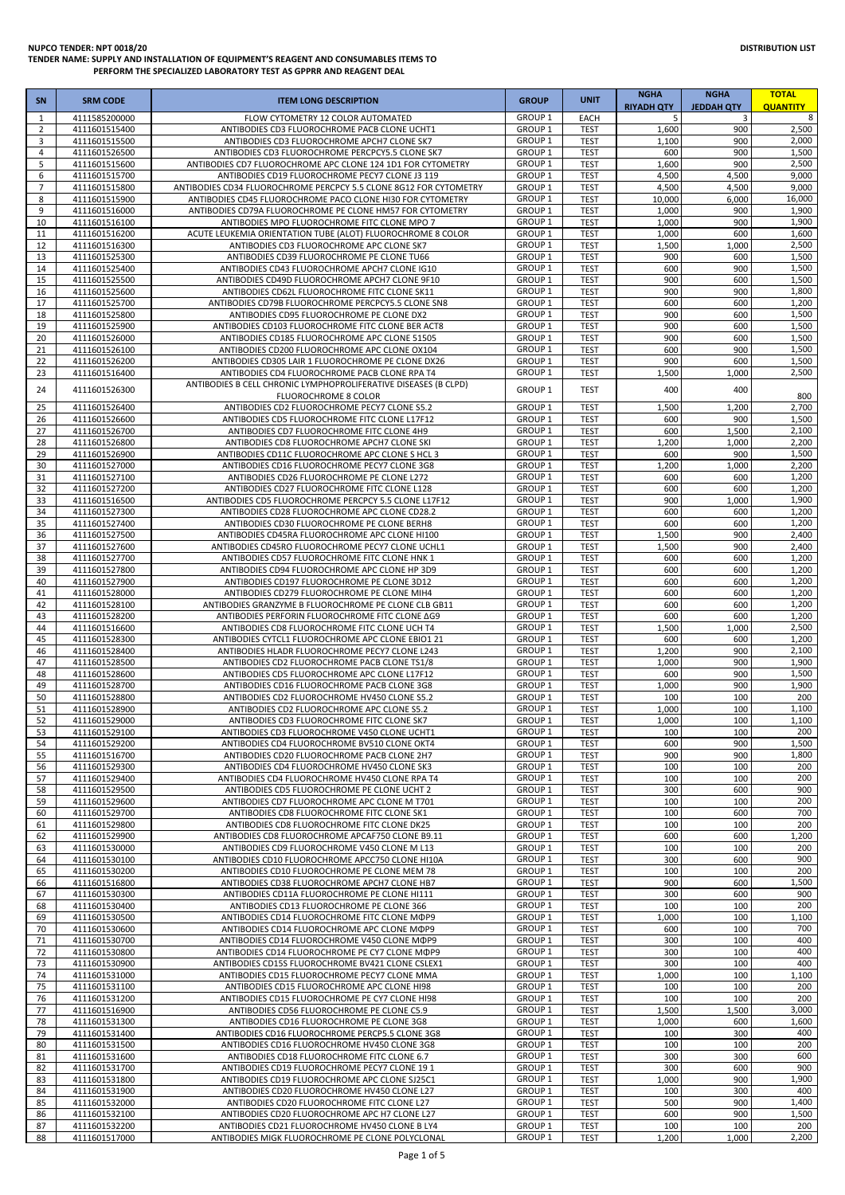**NUPCO TENDER: NPT 0018/20**

**TENDER NAME: SUPPLY AND INSTALLATION OF EQUIPMENT'S REAGENT AND CONSUMABLES ITEMS TO PERFORM THE SPECIALIZED LABORATORY TEST AS GPPRR AND REAGENT DEAL**

**DISTRIBUTION LIST**

| SN | SRM CODE | ITEM LONG DESCRIPTION | GROUP | UNIT | NGHA RIYADH QTY | NGHA JEDDAH QTY | TOTAL QUANTITY |
|---|---|---|---|---|---|---|---|
| 1 | 4111585200000 | FLOW CYTOMETRY 12 COLOR AUTOMATED | GROUP 1 | EACH | 5 | 3 | 8 |
| 2 | 4111601515400 | ANTIBODIES CD3 FLUOROCHROME PACB CLONE UCHT1 | GROUP 1 | TEST | 1,600 | 900 | 2,500 |
| 3 | 4111601515500 | ANTIBODIES CD3 FLUOROCHROME APCH7 CLONE SK7 | GROUP 1 | TEST | 1,100 | 900 | 2,000 |
| 4 | 4111601526500 | ANTIBODIES CD3 FLUOROCHROME PERCPCY5.5 CLONE SK7 | GROUP 1 | TEST | 600 | 900 | 1,500 |
| 5 | 4111601515600 | ANTIBODIES CD7 FLUOROCHROME APC CLONE 124 1D1 FOR CYTOMETRY | GROUP 1 | TEST | 1,600 | 900 | 2,500 |
| 6 | 4111601515700 | ANTIBODIES CD19 FLUOROCHROME PECY7 CLONE J3 119 | GROUP 1 | TEST | 4,500 | 4,500 | 9,000 |
| 7 | 4111601515800 | ANTIBODIES CD34 FLUOROCHROME PERCPCY 5.5 CLONE 8G12 FOR CYTOMETRY | GROUP 1 | TEST | 4,500 | 4,500 | 9,000 |
| 8 | 4111601515900 | ANTIBODIES CD45 FLUOROCHROME PACO CLONE HI30 FOR CYTOMETRY | GROUP 1 | TEST | 10,000 | 6,000 | 16,000 |
| 9 | 4111601516000 | ANTIBODIES CD79A FLUOROCHROME PE CLONE HM57 FOR CYTOMETRY | GROUP 1 | TEST | 1,000 | 900 | 1,900 |
| 10 | 4111601516100 | ANTIBODIES MPO FLUOROCHROME FITC CLONE MPO 7 | GROUP 1 | TEST | 1,000 | 900 | 1,900 |
| 11 | 4111601516200 | ACUTE LEUKEMIA ORIENTATION TUBE (ALOT) FLUOROCHROME 8 COLOR | GROUP 1 | TEST | 1,000 | 600 | 1,600 |
| 12 | 4111601516300 | ANTIBODIES CD3 FLUOROCHROME APC CLONE SK7 | GROUP 1 | TEST | 1,500 | 1,000 | 2,500 |
| 13 | 4111601525300 | ANTIBODIES CD39 FLUOROCHROME PE CLONE TU66 | GROUP 1 | TEST | 900 | 600 | 1,500 |
| 14 | 4111601525400 | ANTIBODIES CD43 FLUOROCHROME APCH7 CLONE IG10 | GROUP 1 | TEST | 600 | 900 | 1,500 |
| 15 | 4111601525500 | ANTIBODIES CD49D FLUOROCHROME APCH7 CLONE 9F10 | GROUP 1 | TEST | 900 | 600 | 1,500 |
| 16 | 4111601525600 | ANTIBODIES CD62L FLUOROCHROME FITC CLONE SK11 | GROUP 1 | TEST | 900 | 900 | 1,800 |
| 17 | 4111601525700 | ANTIBODIES CD79B FLUOROCHROME PERCPCY5.5 CLONE SN8 | GROUP 1 | TEST | 600 | 600 | 1,200 |
| 18 | 4111601525800 | ANTIBODIES CD95 FLUOROCHROME PE CLONE DX2 | GROUP 1 | TEST | 900 | 600 | 1,500 |
| 19 | 4111601525900 | ANTIBODIES CD103 FLUOROCHROME FITC CLONE BER ACT8 | GROUP 1 | TEST | 900 | 600 | 1,500 |
| 20 | 4111601526000 | ANTIBODIES CD185 FLUOROCHROME APC CLONE 51505 | GROUP 1 | TEST | 900 | 600 | 1,500 |
| 21 | 4111601526100 | ANTIBODIES CD200 FLUOROCHROME APC CLONE OX104 | GROUP 1 | TEST | 600 | 900 | 1,500 |
| 22 | 4111601526200 | ANTIBODIES CD305 LAIR 1 FLUOROCHROME PE CLONE DX26 | GROUP 1 | TEST | 900 | 600 | 1,500 |
| 23 | 4111601516400 | ANTIBODIES CD4 FLUOROCHROME PACB CLONE RPA T4 | GROUP 1 | TEST | 1,500 | 1,000 | 2,500 |
| 24 | 4111601526300 | ANTIBODIES B CELL CHRONIC LYMPHOPROLIFERATIVE DISEASES (B CLPD) FLUOROCHROME 8 COLOR | GROUP 1 | TEST | 400 | 400 | 800 |
| 25 | 4111601526400 | ANTIBODIES CD2 FLUOROCHROME PECY7 CLONE S5.2 | GROUP 1 | TEST | 1,500 | 1,200 | 2,700 |
| 26 | 4111601526600 | ANTIBODIES CD5 FLUOROCHROME FITC CLONE L17F12 | GROUP 1 | TEST | 600 | 900 | 1,500 |
| 27 | 4111601526700 | ANTIBODIES CD7 FLUOROCHROME FITC CLONE 4H9 | GROUP 1 | TEST | 600 | 1,500 | 2,100 |
| 28 | 4111601526800 | ANTIBODIES CD8 FLUOROCHROME APCH7 CLONE SKI | GROUP 1 | TEST | 1,200 | 1,000 | 2,200 |
| 29 | 4111601526900 | ANTIBODIES CD11C FLUOROCHROME APC CLONE S HCL 3 | GROUP 1 | TEST | 600 | 900 | 1,500 |
| 30 | 4111601527000 | ANTIBODIES CD16 FLUOROCHROME PECY7 CLONE 3G8 | GROUP 1 | TEST | 1,200 | 1,000 | 2,200 |
| 31 | 4111601527100 | ANTIBODIES CD26 FLUOROCHROME PE CLONE L272 | GROUP 1 | TEST | 600 | 600 | 1,200 |
| 32 | 4111601527200 | ANTIBODIES CD27 FLUOROCHROME FITC CLONE L128 | GROUP 1 | TEST | 600 | 600 | 1,200 |
| 33 | 4111601516500 | ANTIBODIES CD5 FLUOROCHROME PERCPCY 5.5 CLONE L17F12 | GROUP 1 | TEST | 900 | 1,000 | 1,900 |
| 34 | 4111601527300 | ANTIBODIES CD28 FLUOROCHROME APC CLONE CD28.2 | GROUP 1 | TEST | 600 | 600 | 1,200 |
| 35 | 4111601527400 | ANTIBODIES CD30 FLUOROCHROME PE CLONE BERH8 | GROUP 1 | TEST | 600 | 600 | 1,200 |
| 36 | 4111601527500 | ANTIBODIES CD45RA FLUOROCHROME APC CLONE HI100 | GROUP 1 | TEST | 1,500 | 900 | 2,400 |
| 37 | 4111601527600 | ANTIBODIES CD45RO FLUOROCHROME PECY7 CLONE UCHL1 | GROUP 1 | TEST | 1,500 | 900 | 2,400 |
| 38 | 4111601527700 | ANTIBODIES CD57 FLUOROCHROME FITC CLONE HNK 1 | GROUP 1 | TEST | 600 | 600 | 1,200 |
| 39 | 4111601527800 | ANTIBODIES CD94 FLUOROCHROME APC CLONE HP 3D9 | GROUP 1 | TEST | 600 | 600 | 1,200 |
| 40 | 4111601527900 | ANTIBODIES CD197 FLUOROCHROME PE CLONE 3D12 | GROUP 1 | TEST | 600 | 600 | 1,200 |
| 41 | 4111601528000 | ANTIBODIES CD279 FLUOROCHROME PE CLONE MIH4 | GROUP 1 | TEST | 600 | 600 | 1,200 |
| 42 | 4111601528100 | ANTIBODIES GRANZYME B FLUOROCHROME PE CLONE CLB GB11 | GROUP 1 | TEST | 600 | 600 | 1,200 |
| 43 | 4111601528200 | ANTIBODIES PERFORIN FLUOROCHROME FITC CLONE ΔG9 | GROUP 1 | TEST | 600 | 600 | 1,200 |
| 44 | 4111601516600 | ANTIBODIES CD8 FLUOROCHROME FITC CLONE UCH T4 | GROUP 1 | TEST | 1,500 | 1,000 | 2,500 |
| 45 | 4111601528300 | ANTIBODIES CYTCL1 FLUOROCHROME APC CLONE EBIO1 21 | GROUP 1 | TEST | 600 | 600 | 1,200 |
| 46 | 4111601528400 | ANTIBODIES HLADR FLUOROCHROME PECY7 CLONE L243 | GROUP 1 | TEST | 1,200 | 900 | 2,100 |
| 47 | 4111601528500 | ANTIBODIES CD2 FLUOROCHROME PACB CLONE TS1/8 | GROUP 1 | TEST | 1,000 | 900 | 1,900 |
| 48 | 4111601528600 | ANTIBODIES CD5 FLUOROCHROME APC CLONE L17F12 | GROUP 1 | TEST | 600 | 900 | 1,500 |
| 49 | 4111601528700 | ANTIBODIES CD16 FLUOROCHROME PACB CLONE 3G8 | GROUP 1 | TEST | 1,000 | 900 | 1,900 |
| 50 | 4111601528800 | ANTIBODIES CD2 FLUOROCHROME HV450 CLONE S5.2 | GROUP 1 | TEST | 100 | 100 | 200 |
| 51 | 4111601528900 | ANTIBODIES CD2 FLUOROCHROME APC CLONE S5.2 | GROUP 1 | TEST | 1,000 | 100 | 1,100 |
| 52 | 4111601529000 | ANTIBODIES CD3 FLUOROCHROME FITC CLONE SK7 | GROUP 1 | TEST | 1,000 | 100 | 1,100 |
| 53 | 4111601529100 | ANTIBODIES CD3 FLUOROCHROME V450 CLONE UCHT1 | GROUP 1 | TEST | 100 | 100 | 200 |
| 54 | 4111601529200 | ANTIBODIES CD4 FLUOROCHROME BV510 CLONE OKT4 | GROUP 1 | TEST | 600 | 900 | 1,500 |
| 55 | 4111601516700 | ANTIBODIES CD20 FLUOROCHROME PACB CLONE 2H7 | GROUP 1 | TEST | 900 | 900 | 1,800 |
| 56 | 4111601529300 | ANTIBODIES CD4 FLUOROCHROME HV450 CLONE SK3 | GROUP 1 | TEST | 100 | 100 | 200 |
| 57 | 4111601529400 | ANTIBODIES CD4 FLUOROCHROME HV450 CLONE RPA T4 | GROUP 1 | TEST | 100 | 100 | 200 |
| 58 | 4111601529500 | ANTIBODIES CD5 FLUOROCHROME PE CLONE UCHT 2 | GROUP 1 | TEST | 300 | 600 | 900 |
| 59 | 4111601529600 | ANTIBODIES CD7 FLUOROCHROME APC CLONE M T701 | GROUP 1 | TEST | 100 | 100 | 200 |
| 60 | 4111601529700 | ANTIBODIES CD8 FLUOROCHROME FITC CLONE SK1 | GROUP 1 | TEST | 100 | 600 | 700 |
| 61 | 4111601529800 | ANTIBODIES CD8 FLUOROCHROME FITC CLONE DK25 | GROUP 1 | TEST | 100 | 100 | 200 |
| 62 | 4111601529900 | ANTIBODIES CD8 FLUOROCHROME APCAF750 CLONE B9.11 | GROUP 1 | TEST | 600 | 600 | 1,200 |
| 63 | 4111601530000 | ANTIBODIES CD9 FLUOROCHROME V450 CLONE M L13 | GROUP 1 | TEST | 100 | 100 | 200 |
| 64 | 4111601530100 | ANTIBODIES CD10 FLUOROCHROME APCC750 CLONE HI10A | GROUP 1 | TEST | 300 | 600 | 900 |
| 65 | 4111601530200 | ANTIBODIES CD10 FLUOROCHROME PE CLONE MEM 78 | GROUP 1 | TEST | 100 | 100 | 200 |
| 66 | 4111601516800 | ANTIBODIES CD38 FLUOROCHROME APCH7 CLONE HB7 | GROUP 1 | TEST | 900 | 600 | 1,500 |
| 67 | 4111601530300 | ANTIBODIES CD11A FLUOROCHROME PE CLONE HI111 | GROUP 1 | TEST | 300 | 600 | 900 |
| 68 | 4111601530400 | ANTIBODIES CD13 FLUOROCHROME PE CLONE 366 | GROUP 1 | TEST | 100 | 100 | 200 |
| 69 | 4111601530500 | ANTIBODIES CD14 FLUOROCHROME FITC CLONE MΦP9 | GROUP 1 | TEST | 1,000 | 100 | 1,100 |
| 70 | 4111601530600 | ANTIBODIES CD14 FLUOROCHROME APC CLONE MΦP9 | GROUP 1 | TEST | 600 | 100 | 700 |
| 71 | 4111601530700 | ANTIBODIES CD14 FLUOROCHROME V450 CLONE MΦP9 | GROUP 1 | TEST | 300 | 100 | 400 |
| 72 | 4111601530800 | ANTIBODIES CD14 FLUOROCHROME PE CY7 CLONE MΦP9 | GROUP 1 | TEST | 300 | 100 | 400 |
| 73 | 4111601530900 | ANTIBODIES CD15S FLUOROCHROME BV421 CLONE CSLEX1 | GROUP 1 | TEST | 300 | 100 | 400 |
| 74 | 4111601531000 | ANTIBODIES CD15 FLUOROCHROME PECY7 CLONE MMA | GROUP 1 | TEST | 1,000 | 100 | 1,100 |
| 75 | 4111601531100 | ANTIBODIES CD15 FLUOROCHROME APC CLONE HI98 | GROUP 1 | TEST | 100 | 100 | 200 |
| 76 | 4111601531200 | ANTIBODIES CD15 FLUOROCHROME PE CY7 CLONE HI98 | GROUP 1 | TEST | 100 | 100 | 200 |
| 77 | 4111601516900 | ANTIBODIES CD56 FLUOROCHROME PE CLONE C5.9 | GROUP 1 | TEST | 1,500 | 1,500 | 3,000 |
| 78 | 4111601531300 | ANTIBODIES CD16 FLUOROCHROME PE CLONE 3G8 | GROUP 1 | TEST | 1,000 | 600 | 1,600 |
| 79 | 4111601531400 | ANTIBODIES CD16 FLUOROCHROME PERCP5.5 CLONE 3G8 | GROUP 1 | TEST | 100 | 300 | 400 |
| 80 | 4111601531500 | ANTIBODIES CD16 FLUOROCHROME HV450 CLONE 3G8 | GROUP 1 | TEST | 100 | 100 | 200 |
| 81 | 4111601531600 | ANTIBODIES CD18 FLUOROCHROME FITC CLONE 6.7 | GROUP 1 | TEST | 300 | 300 | 600 |
| 82 | 4111601531700 | ANTIBODIES CD19 FLUOROCHROME PECY7 CLONE 19 1 | GROUP 1 | TEST | 300 | 600 | 900 |
| 83 | 4111601531800 | ANTIBODIES CD19 FLUOROCHROME APC CLONE SJ25C1 | GROUP 1 | TEST | 1,000 | 900 | 1,900 |
| 84 | 4111601531900 | ANTIBODIES CD20 FLUOROCHROME HV450 CLONE L27 | GROUP 1 | TEST | 100 | 300 | 400 |
| 85 | 4111601532000 | ANTIBODIES CD20 FLUOROCHROME FITC CLONE L27 | GROUP 1 | TEST | 500 | 900 | 1,400 |
| 86 | 4111601532100 | ANTIBODIES CD20 FLUOROCHROME APC H7 CLONE L27 | GROUP 1 | TEST | 600 | 900 | 1,500 |
| 87 | 4111601532200 | ANTIBODIES CD21 FLUOROCHROME HV450 CLONE B LY4 | GROUP 1 | TEST | 100 | 100 | 200 |
| 88 | 4111601517000 | ANTIBODIES MIGK FLUOROCHROME PE CLONE POLYCLONAL | GROUP 1 | TEST | 1,200 | 1,000 | 2,200 |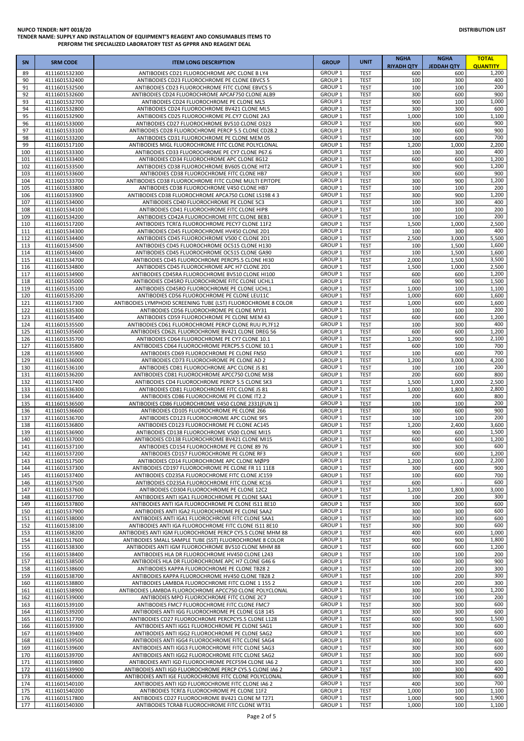**NUPCO TENDER: NPT 0018/20**

**TENDER NAME: SUPPLY AND INSTALLATION OF EQUIPMENT'S REAGENT AND CONSUMABLES ITEMS TO PERFORM THE SPECIALIZED LABORATORY TEST AS GPPRR AND REAGENT DEAL**

**DISTRIBUTION LIST**

| SN | SRM CODE | ITEM LONG DESCRIPTION | GROUP | UNIT | NGHA RIYADH QTY | NGHA JEDDAH QTY | TOTAL QUANTITY |
|---|---|---|---|---|---|---|---|
| 89 | 4111601532300 | ANTIBODIES CD21 FLUOROCHROME APC CLONE B LY4 | GROUP 1 | TEST | 600 | 600 | 1,200 |
| 90 | 4111601532400 | ANTIBODIES CD23 FLUOROCHROME PE CLONE EBVCS 5 | GROUP 1 | TEST | 100 | 300 | 400 |
| 91 | 4111601532500 | ANTIBODIES CD23 FLUOROCHROME FITC CLONE EBVCS 5 | GROUP 1 | TEST | 100 | 100 | 200 |
| 92 | 4111601532600 | ANTIBODIES CD24 FLUOROCHROME APCAF750 CLONE ALB9 | GROUP 1 | TEST | 300 | 600 | 900 |
| 93 | 4111601532700 | ANTIBODIES CD24 FLUOROCHROME PE CLONE ML5 | GROUP 1 | TEST | 900 | 100 | 1,000 |
| 94 | 4111601532800 | ANTIBODIES CD24 FLUOROCHROME BV421 CLONE ML5 | GROUP 1 | TEST | 300 | 300 | 600 |
| 95 | 4111601532900 | ANTIBODIES CD25 FLUOROCHROME PE.CY7 CLONE 2A3 | GROUP 1 | TEST | 1,000 | 100 | 1,100 |
| 96 | 4111601533000 | ANTIBODIES CD27 FLUOROCHROME BV510 CLONE O323 | GROUP 1 | TEST | 300 | 600 | 900 |
| 97 | 4111601533100 | ANTIBODIES CD28 FLUOROCHROME PERCP 5.5 CLONE CD28.2 | GROUP 1 | TEST | 300 | 600 | 900 |
| 98 | 4111601533200 | ANTIBODIES CD31 FLUOROCHROME PE CLONE MEM 05 | GROUP 1 | TEST | 100 | 600 | 700 |
| 99 | 4111601517100 | ANTIBODIES MIGL FLUOROCHROME FITC CLONE POLYCLONAL | GROUP 1 | TEST | 1,200 | 1,000 | 2,200 |
| 100 | 4111601533300 | ANTIBODIES CD33 FLUOROCHROME PE CY7 CLONE P67.6 | GROUP 1 | TEST | 100 | 300 | 400 |
| 101 | 4111601533400 | ANTIBODIES CD34 FLUOROCHROME APC CLONE 8G12 | GROUP 1 | TEST | 600 | 600 | 1,200 |
| 102 | 4111601533500 | ANTIBODIES CD38 FLUOROCHROME BV605 CLONE HIT2 | GROUP 1 | TEST | 300 | 900 | 1,200 |
| 103 | 4111601533600 | ANTIBODIES CD38 FLUOROCHROME FITC CLONE HB7 | GROUP 1 | TEST | 300 | 600 | 900 |
| 104 | 4111601533700 | ANTIBODIES CD38 FLUOROCHROME FITC CLONE MULTI EPITOPE | GROUP 1 | TEST | 300 | 900 | 1,200 |
| 105 | 4111601533800 | ANTIBODIES CD38 FLUOROCHROME V450 CLONE HB7 | GROUP 1 | TEST | 100 | 100 | 200 |
| 106 | 4111601533900 | ANTIBODIES CD38 FLUOROCHROME APCA750 CLONE LS198 4 3 | GROUP 1 | TEST | 300 | 900 | 1,200 |
| 107 | 4111601534000 | ANTIBODIES CD40 FLUOROCHROME PE CLONE 5C3 | GROUP 1 | TEST | 100 | 300 | 400 |
| 108 | 4111601534100 | ANTIBODIES CD41 FLUOROCHROME FITC CLONE HIP8 | GROUP 1 | TEST | 100 | 100 | 200 |
| 109 | 4111601534200 | ANTIBODIES CD42A FLUOROCHROME FITC CLONE BEB1 | GROUP 1 | TEST | 100 | 100 | 200 |
| 110 | 4111601517200 | ANTIBODIES TCRΓΔ FLUOROCHROME PECY7 CLONE 11F2 | GROUP 1 | TEST | 1,500 | 1,000 | 2,500 |
| 111 | 4111601534300 | ANTIBODIES CD45 FLUOROCHROME HV450 CLONE 2D1 | GROUP 1 | TEST | 100 | 300 | 400 |
| 112 | 4111601534400 | ANTIBODIES CD45 FLUOROCHROME V500 C CLONE 2D1 | GROUP 1 | TEST | 2,500 | 3,000 | 5,500 |
| 113 | 4111601534500 | ANTIBODIES CD45 FLUOROCHROME OC515 CLONE H130 | GROUP 1 | TEST | 100 | 1,500 | 1,600 |
| 114 | 4111601534600 | ANTIBODIES CD45 FLUOROCHROME OC515 CLONE GA90 | GROUP 1 | TEST | 100 | 1,500 | 1,600 |
| 115 | 4111601534700 | ANTIBODIES CD45 FLUOROCHROME PERCP5.5 CLONE HI30 | GROUP 1 | TEST | 2,000 | 1,500 | 3,500 |
| 116 | 4111601534800 | ANTIBODIES CD45 FLUOROCHROME APC H7 CLONE 2D1 | GROUP 1 | TEST | 1,500 | 1,000 | 2,500 |
| 117 | 4111601534900 | ANTIBODIES CD45RA FLUOROCHROME BV510 CLONE HI100 | GROUP 1 | TEST | 600 | 600 | 1,200 |
| 118 | 4111601535000 | ANTIBODIES CD45RO FLUOROCHROME FITC CLONE UCHL1 | GROUP 1 | TEST | 600 | 900 | 1,500 |
| 119 | 4111601535100 | ANTIBODIES CD45RO FLUOROCHROME PE CLONE UCHL1 | GROUP 1 | TEST | 1,000 | 100 | 1,100 |
| 120 | 4111601535200 | ANTIBODIES CD56 FLUOROCHROME PE CLONE LEU11C | GROUP 1 | TEST | 1,000 | 600 | 1,600 |
| 121 | 4111601517300 | ANTIBODIES LYMPHOID SCREENING TUBE (LST) FLUOROCHROME 8 COLOR | GROUP 1 | TEST | 1,000 | 600 | 1,600 |
| 122 | 4111601535300 | ANTIBODIES CD56 FLUOROCHROME PE CLONE MY31 | GROUP 1 | TEST | 100 | 100 | 200 |
| 123 | 4111601535400 | ANTIBODIES CD59 FLUOROCHROME PE CLONE MEM 43 | GROUP 1 | TEST | 600 | 600 | 1,200 |
| 124 | 4111601535500 | ANTIBODIES CD61 FLUOROCHROME PERCP CLONE RUU PL7F12 | GROUP 1 | TEST | 100 | 300 | 400 |
| 125 | 4111601535600 | ANTIBODIES CD62L FLUOROCHROME BV421 CLONE DREG 56 | GROUP 1 | TEST | 600 | 600 | 1,200 |
| 126 | 4111601535700 | ANTIBODIES CD64 FLUOROCHROME PE CY7 CLONE 10.1 | GROUP 1 | TEST | 1,200 | 900 | 2,100 |
| 127 | 4111601535800 | ANTIBODIES CD64 FLUOROCHROME PERCP5.5 CLONE 10.1 | GROUP 1 | TEST | 600 | 100 | 700 |
| 128 | 4111601535900 | ANTIBODIES CD69 FLUOROCHROME PE CLONE FN50 | GROUP 1 | TEST | 100 | 600 | 700 |
| 129 | 4111601536000 | ANTIBODIES CD73 FLUOROCHROME PE CLONE AD 2 | GROUP 1 | TEST | 1,200 | 3,000 | 4,200 |
| 130 | 4111601536100 | ANTIBODIES CD81 FLUOROCHROME APC CLONE JS 81 | GROUP 1 | TEST | 100 | 100 | 200 |
| 131 | 4111601536200 | ANTIBODIES CD81 FLUOROCHROME APCC750 CLONE M38 | GROUP 1 | TEST | 200 | 600 | 800 |
| 132 | 4111601517400 | ANTIBODIES CD4 FLUOROCHROME PERCP 5.5 CLONE SK3 | GROUP 1 | TEST | 1,500 | 1,000 | 2,500 |
| 133 | 4111601536300 | ANTIBODIES CD81 FLUOROCHROME FITC CLONE JS 81 | GROUP 1 | TEST | 1,000 | 1,800 | 2,800 |
| 134 | 4111601536400 | ANTIBODIES CD86 FLUOROCHROME PE CLONE IT2.2 | GROUP 1 | TEST | 200 | 600 | 800 |
| 135 | 4111601536500 | ANTIBODIES CD86 FLUOROCHROME V450 CLONE 2331(FUN 1) | GROUP 1 | TEST | 100 | 100 | 200 |
| 136 | 4111601536600 | ANTIBODIES CD105 FLUOROCHROME PE CLONE 266 | GROUP 1 | TEST | 300 | 600 | 900 |
| 137 | 4111601536700 | ANTIBODIES CD123 FLUOROCHROME APC CLONE 9F5 | GROUP 1 | TEST | 100 | 100 | 200 |
| 138 | 4111601536800 | ANTIBODIES CD123 FLUOROCHROME PE CLONE AC145 | GROUP 1 | TEST | 1,200 | 2,400 | 3,600 |
| 139 | 4111601536900 | ANTIBODIES CD138 FLUOROCHROME V500 CLONE MI15 | GROUP 1 | TEST | 900 | 600 | 1,500 |
| 140 | 4111601537000 | ANTIBODIES CD138 FLUOROCHROME BV421 CLONE MI15 | GROUP 1 | TEST | 600 | 600 | 1,200 |
| 141 | 4111601537100 | ANTIBODIES CD154 FLUOROCHROME PE CLONE 89 76 | GROUP 1 | TEST | 300 | 300 | 600 |
| 142 | 4111601537200 | ANTIBODIES CD157 FLUOROCHROME PE CLONE RF3 | GROUP 1 | TEST | 600 | 600 | 1,200 |
| 143 | 4111601517500 | ANTIBODIES CD14 FLUOROCHROME APC CLONE MØP9 | GROUP 1 | TEST | 1,200 | 1,000 | 2,200 |
| 144 | 4111601537300 | ANTIBODIES CD197 FLUOROCHROME PE CLONE FR 11 11E8 | GROUP 1 | TEST | 300 | 600 | 900 |
| 145 | 4111601537400 | ANTIBODIES CD235A FLUOROCHROME FITC CLONE JC159 | GROUP 1 | TEST | 100 | 600 | 700 |
| 146 | 4111601537500 | ANTIBODIES CD235A FLUOROCHROME FITC CLONE KC16 | GROUP 1 | TEST | 600 | - | 600 |
| 147 | 4111601537600 | ANTIBODIES CD304 FLUOROCHROME PE CLONE 12C2 | GROUP 1 | TEST | 1,200 | 1,800 | 3,000 |
| 148 | 4111601537700 | ANTIBODIES ANTI IGA1 FLUOROCHROME PE CLONE SAA1 | GROUP 1 | TEST | 100 | 200 | 300 |
| 149 | 4111601537800 | ANTIBODIES ANTI IGA FLUOROCHROME PE CLONE IS11 8E10 | GROUP 1 | TEST | 300 | 300 | 600 |
| 150 | 4111601537900 | ANTIBODIES ANTI IGA2 FLUOROCHROME PE CLONE SAA2 | GROUP 1 | TEST | 300 | 300 | 600 |
| 151 | 4111601538000 | ANTIBODIES ANTI IGA1 FLUOROCHROME FITC CLONE SAA1 | GROUP 1 | TEST | 300 | 300 | 600 |
| 152 | 4111601538100 | ANTIBODIES ANTI IGA FLUOROCHROME FITC CLONE IS11 8E10 | GROUP 1 | TEST | 300 | 300 | 600 |
| 153 | 4111601538200 | ANTIBODIES ANTI IGM FLUOROCHROME PERCP CY5.5 CLONE MHM 88 | GROUP 1 | TEST | 400 | 600 | 1,000 |
| 154 | 4111601517600 | ANTIBODIES SMALL SAMPLE TUBE (SST) FLUOROCHROME 8 COLOR | GROUP 1 | TEST | 900 | 900 | 1,800 |
| 155 | 4111601538300 | ANTIBODIES ANTI IGM FLUOROCHROME BV510 CLONE MHM 88 | GROUP 1 | TEST | 600 | 600 | 1,200 |
| 156 | 4111601538400 | ANTIBODIES HLA DR FLUOROCHROME HV450 CLONE L243 | GROUP 1 | TEST | 100 | 100 | 200 |
| 157 | 4111601538500 | ANTIBODIES HLA DR FLUOROCHROME APC H7 CLONE G46 6 | GROUP 1 | TEST | 600 | 300 | 900 |
| 158 | 4111601538600 | ANTIBODIES KAPPA FLUOROCHROME PE CLONE TB28 2 | GROUP 1 | TEST | 100 | 200 | 300 |
| 159 | 4111601538700 | ANTIBODIES KAPPA FLUOROCHROME HV450 CLONE TB28 2 | GROUP 1 | TEST | 100 | 200 | 300 |
| 160 | 4111601538800 | ANTIBODIES LAMBDA FLUOROCHROME FITC CLONE 1 155 2 | GROUP 1 | TEST | 100 | 200 | 300 |
| 161 | 4111601538900 | ANTIBODIES LAMBDA FLUOROCHROME APCC750 CLONE POLYCLONAL | GROUP 1 | TEST | 300 | 900 | 1,200 |
| 162 | 4111601539000 | ANTIBODIES MPO FLUOROCHROME FITC CLONE 2C7 | GROUP 1 | TEST | 100 | 100 | 200 |
| 163 | 4111601539100 | ANTIBODIES FMC7 FLUOROCHROME FITC CLONE FMC7 | GROUP 1 | TEST | 300 | 300 | 600 |
| 164 | 4111601539200 | ANTIBODIES ANTI IGG FLUOROCHROME PE CLONE G18 145 | GROUP 1 | TEST | 300 | 300 | 600 |
| 165 | 4111601517700 | ANTIBODIES CD27 FLUOROCHROME PERCPCY5.5 CLONE L128 | GROUP 1 | TEST | 600 | 900 | 1,500 |
| 166 | 4111601539300 | ANTIBODIES ANTI IGG1 FLUOROCHROME PE CLONE SAG1 | GROUP 1 | TEST | 300 | 300 | 600 |
| 167 | 4111601539400 | ANTIBODIES ANTI IGG2 FLUOROCHROME PE CLONE SAG2 | GROUP 1 | TEST | 300 | 300 | 600 |
| 168 | 4111601539500 | ANTIBODIES ANTI IGG4 FLUOROCHROME FITC CLONE SAG4 | GROUP 1 | TEST | 300 | 300 | 600 |
| 169 | 4111601539600 | ANTIBODIES ANTI IGG3 FLUOROCHROME FITC CLONE SAG3 | GROUP 1 | TEST | 300 | 300 | 600 |
| 170 | 4111601539700 | ANTIBODIES ANTI IGG2 FLUOROCHROME FITC CLONE SAG2 | GROUP 1 | TEST | 300 | 300 | 600 |
| 171 | 4111601539800 | ANTIBODIES ANTI IGD FLUOROCHROME PECF594 CLONE IA6 2 | GROUP 1 | TEST | 300 | 300 | 600 |
| 172 | 4111601539900 | ANTIBODIES ANTI IGD FLUOROCHROME PERCP CY5.5 CLONE IA6 2 | GROUP 1 | TEST | 100 | 300 | 400 |
| 173 | 4111601540000 | ANTIBODIES ANTI IGE FLUOROCHROME FITC CLONE POLYCLONAL | GROUP 1 | TEST | 300 | 300 | 600 |
| 174 | 4111601540100 | ANTIBODIES ANTI IGD FLUOROCHROME FITC CLONE IA6 2 | GROUP 1 | TEST | 400 | 300 | 700 |
| 175 | 4111601540200 | ANTIBODIES TCRΓΔ FLUOROCHROME PE CLONE 11F2 | GROUP 1 | TEST | 1,000 | 100 | 1,100 |
| 176 | 4111601517800 | ANTIBODIES CD27 FLUOROCHROME BV421 CLONE M T271 | GROUP 1 | TEST | 1,000 | 900 | 1,900 |
| 177 | 4111601540300 | ANTIBODIES TCRAB FLUOROCHROME FITC CLONE WT31 | GROUP 1 | TEST | 1,000 | 100 | 1,100 |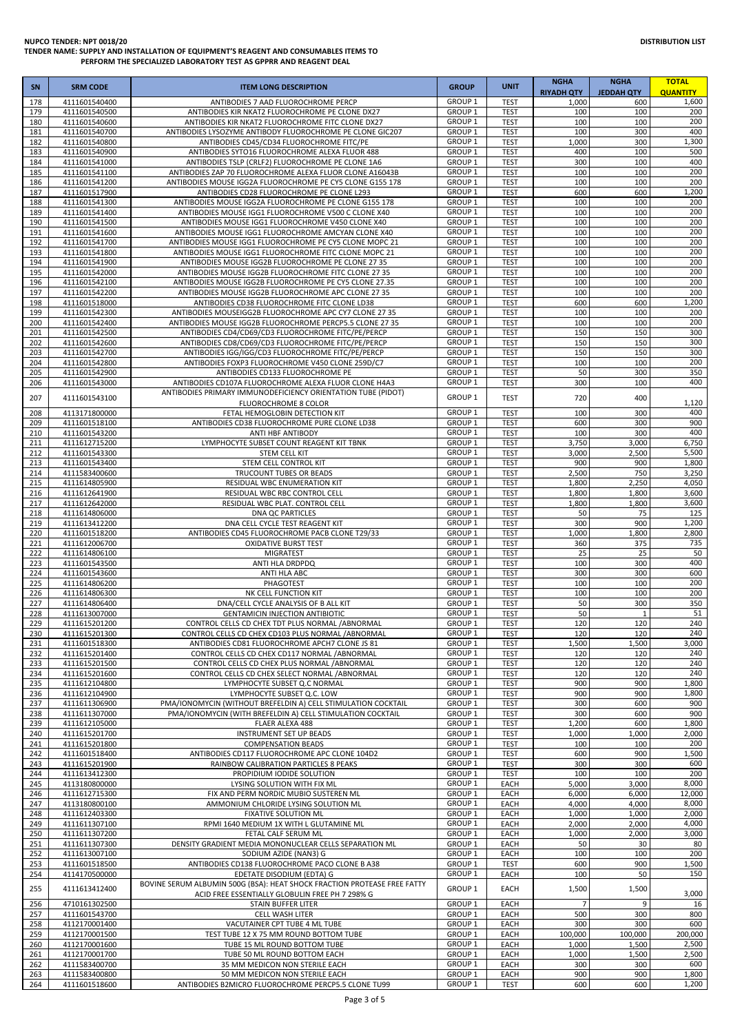**NUPCO TENDER: NPT 0018/20**

**TENDER NAME: SUPPLY AND INSTALLATION OF EQUIPMENT'S REAGENT AND CONSUMABLES ITEMS TO PERFORM THE SPECIALIZED LABORATORY TEST AS GPPRR AND REAGENT DEAL**

**DISTRIBUTION LIST**

| SN | SRM CODE | ITEM LONG DESCRIPTION | GROUP | UNIT | NGHA RIYADH QTY | NGHA JEDDAH QTY | TOTAL QUANTITY |
|---|---|---|---|---|---|---|---|
| 178 | 4111601540400 | ANTIBODIES 7 AAD FLUOROCHROME PERCP | GROUP 1 | TEST | 1,000 | 600 | 1,600 |
| 179 | 4111601540500 | ANTIBODIES KIR NKAT2 FLUOROCHROME PE CLONE DX27 | GROUP 1 | TEST | 100 | 100 | 200 |
| 180 | 4111601540600 | ANTIBODIES KIR NKAT2 FLUOROCHROME FITC CLONE DX27 | GROUP 1 | TEST | 100 | 100 | 200 |
| 181 | 4111601540700 | ANTIBODIES LYSOZYME ANTIBODY FLUOROCHROME PE CLONE GIC207 | GROUP 1 | TEST | 100 | 300 | 400 |
| 182 | 4111601540800 | ANTIBODIES CD45/CD34 FLUOROCHROME FITC/PE | GROUP 1 | TEST | 1,000 | 300 | 1,300 |
| 183 | 4111601540900 | ANTIBODIES SYTO16 FLUOROCHROME ALEXA FLUOR 488 | GROUP 1 | TEST | 400 | 100 | 500 |
| 184 | 4111601541000 | ANTIBODIES TSLP (CRLF2) FLUOROCHROME PE CLONE 1A6 | GROUP 1 | TEST | 300 | 100 | 400 |
| 185 | 4111601541100 | ANTIBODIES ZAP 70 FLUOROCHROME ALEXA FLUOR CLONE A16043B | GROUP 1 | TEST | 100 | 100 | 200 |
| 186 | 4111601541200 | ANTIBODIES MOUSE IGG2A FLUOROCHROME PE CY5 CLONE G155 178 | GROUP 1 | TEST | 100 | 100 | 200 |
| 187 | 4111601517900 | ANTIBODIES CD28 FLUOROCHROME PE CLONE L293 | GROUP 1 | TEST | 600 | 600 | 1,200 |
| 188 | 4111601541300 | ANTIBODIES MOUSE IGG2A FLUOROCHROME PE CLONE G155 178 | GROUP 1 | TEST | 100 | 100 | 200 |
| 189 | 4111601541400 | ANTIBODIES MOUSE IGG1 FLUOROCHROME V500 C CLONE X40 | GROUP 1 | TEST | 100 | 100 | 200 |
| 190 | 4111601541500 | ANTIBODIES MOUSE IGG1 FLUOROCHROME V450 CLONE X40 | GROUP 1 | TEST | 100 | 100 | 200 |
| 191 | 4111601541600 | ANTIBODIES MOUSE IGG1 FLUOROCHROME AMCYAN CLONE X40 | GROUP 1 | TEST | 100 | 100 | 200 |
| 192 | 4111601541700 | ANTIBODIES MOUSE IGG1 FLUOROCHROME PE CY5 CLONE MOPC 21 | GROUP 1 | TEST | 100 | 100 | 200 |
| 193 | 4111601541800 | ANTIBODIES MOUSE IGG1 FLUOROCHROME FITC CLONE MOPC 21 | GROUP 1 | TEST | 100 | 100 | 200 |
| 194 | 4111601541900 | ANTIBODIES MOUSE IGG2B FLUOROCHROME PE CLONE 27 35 | GROUP 1 | TEST | 100 | 100 | 200 |
| 195 | 4111601542000 | ANTIBODIES MOUSE IGG2B FLUOROCHROME FITC CLONE 27 35 | GROUP 1 | TEST | 100 | 100 | 200 |
| 196 | 4111601542100 | ANTIBODIES MOUSE IGG2B FLUOROCHROME PE CY5 CLONE 27.35 | GROUP 1 | TEST | 100 | 100 | 200 |
| 197 | 4111601542200 | ANTIBODIES MOUSE IGG2B FLUOROCHROME APC CLONE 27 35 | GROUP 1 | TEST | 100 | 100 | 200 |
| 198 | 4111601518000 | ANTIBODIES CD38 FLUOROCHROME FITC CLONE LD38 | GROUP 1 | TEST | 600 | 600 | 1,200 |
| 199 | 4111601542300 | ANTIBODIES MOUSEIGG2B FLUOROCHROME APC CY7 CLONE 27 35 | GROUP 1 | TEST | 100 | 100 | 200 |
| 200 | 4111601542400 | ANTIBODIES MOUSE IGG2B FLUOROCHROME PERCP5.5 CLONE 27 35 | GROUP 1 | TEST | 100 | 100 | 200 |
| 201 | 4111601542500 | ANTIBODIES CD4/CD69/CD3 FLUOROCHROME FITC/PE/PERCP | GROUP 1 | TEST | 150 | 150 | 300 |
| 202 | 4111601542600 | ANTIBODIES CD8/CD69/CD3 FLUOROCHROME FITC/PE/PERCP | GROUP 1 | TEST | 150 | 150 | 300 |
| 203 | 4111601542700 | ANTIBODIES IGG/IGG/CD3 FLUOROCHROME FITC/PE/PERCP | GROUP 1 | TEST | 150 | 150 | 300 |
| 204 | 4111601542800 | ANTIBODIES FOXP3 FLUOROCHROME V450 CLONE 259D/C7 | GROUP 1 | TEST | 100 | 100 | 200 |
| 205 | 4111601542900 | ANTIBODIES CD133 FLUOROCHROME PE | GROUP 1 | TEST | 50 | 300 | 350 |
| 206 | 4111601543000 | ANTIBODIES CD107A FLUOROCHROME ALEXA FLUOR CLONE H4A3 | GROUP 1 | TEST | 300 | 100 | 400 |
| 207 | 4111601543100 | ANTIBODIES PRIMARY IMMUNODEFICIENCY ORIENTATION TUBE (PIDOT) FLUOROCHROME 8 COLOR | GROUP 1 | TEST | 720 | 400 | 1,120 |
| 208 | 4113171800000 | FETAL HEMOGLOBIN DETECTION KIT | GROUP 1 | TEST | 100 | 300 | 400 |
| 209 | 4111601518100 | ANTIBODIES CD38 FLUOROCHROME PURE CLONE LD38 | GROUP 1 | TEST | 600 | 300 | 900 |
| 210 | 4111601543200 | ANTI HBF ANTIBODY | GROUP 1 | TEST | 100 | 300 | 400 |
| 211 | 4111612715200 | LYMPHOCYTE SUBSET COUNT REAGENT KIT TBNK | GROUP 1 | TEST | 3,750 | 3,000 | 6,750 |
| 212 | 4111601543300 | STEM CELL KIT | GROUP 1 | TEST | 3,000 | 2,500 | 5,500 |
| 213 | 4111601543400 | STEM CELL CONTROL KIT | GROUP 1 | TEST | 900 | 900 | 1,800 |
| 214 | 4111583400600 | TRUCOUNT TUBES OR BEADS | GROUP 1 | TEST | 2,500 | 750 | 3,250 |
| 215 | 4111614805900 | RESIDUAL WBC ENUMERATION KIT | GROUP 1 | TEST | 1,800 | 2,250 | 4,050 |
| 216 | 4111612641900 | RESIDUAL WBC RBC CONTROL CELL | GROUP 1 | TEST | 1,800 | 1,800 | 3,600 |
| 217 | 4111612642000 | RESIDUAL WBC PLAT. CONTROL CELL | GROUP 1 | TEST | 1,800 | 1,800 | 3,600 |
| 218 | 4111614806000 | DNA QC PARTICLES | GROUP 1 | TEST | 50 | 75 | 125 |
| 219 | 4111613412200 | DNA CELL CYCLE TEST REAGENT KIT | GROUP 1 | TEST | 300 | 900 | 1,200 |
| 220 | 4111601518200 | ANTIBODIES CD45 FLUOROCHROME PACB CLONE T29/33 | GROUP 1 | TEST | 1,000 | 1,800 | 2,800 |
| 221 | 4111612006700 | OXIDATIVE BURST TEST | GROUP 1 | TEST | 360 | 375 | 735 |
| 222 | 4111614806100 | MIGRATEST | GROUP 1 | TEST | 25 | 25 | 50 |
| 223 | 4111601543500 | ANTI HLA DRDPDQ | GROUP 1 | TEST | 100 | 300 | 400 |
| 224 | 4111601543600 | ANTI HLA ABC | GROUP 1 | TEST | 300 | 300 | 600 |
| 225 | 4111614806200 | PHAGOTEST | GROUP 1 | TEST | 100 | 100 | 200 |
| 226 | 4111614806300 | NK CELL FUNCTION KIT | GROUP 1 | TEST | 100 | 100 | 200 |
| 227 | 4111614806400 | DNA/CELL CYCLE ANALYSIS OF B ALL KIT | GROUP 1 | TEST | 50 | 300 | 350 |
| 228 | 4111613007000 | GENTAMICIN INJECTION ANTIBIOTIC | GROUP 1 | TEST | 50 | 1 | 51 |
| 229 | 4111615201200 | CONTROL CELLS CD CHEX TDT PLUS NORMAL /ABNORMAL | GROUP 1 | TEST | 120 | 120 | 240 |
| 230 | 4111615201300 | CONTROL CELLS CD CHEX CD103 PLUS NORMAL /ABNORMAL | GROUP 1 | TEST | 120 | 120 | 240 |
| 231 | 4111601518300 | ANTIBODIES CD81 FLUOROCHROME APCH7 CLONE JS 81 | GROUP 1 | TEST | 1,500 | 1,500 | 3,000 |
| 232 | 4111615201400 | CONTROL CELLS CD CHEX CD117 NORMAL /ABNORMAL | GROUP 1 | TEST | 120 | 120 | 240 |
| 233 | 4111615201500 | CONTROL CELLS CD CHEX PLUS NORMAL /ABNORMAL | GROUP 1 | TEST | 120 | 120 | 240 |
| 234 | 4111615201600 | CONTROL CELLS CD CHEX SELECT NORMAL /ABNORMAL | GROUP 1 | TEST | 120 | 120 | 240 |
| 235 | 4111612104800 | LYMPHOCYTE SUBSET Q.C NORMAL | GROUP 1 | TEST | 900 | 900 | 1,800 |
| 236 | 4111612104900 | LYMPHOCYTE SUBSET Q.C. LOW | GROUP 1 | TEST | 900 | 900 | 1,800 |
| 237 | 4111611306900 | PMA/IONOMYCIN (WITHOUT BREFELDIN A) CELL STIMULATION COCKTAIL | GROUP 1 | TEST | 300 | 600 | 900 |
| 238 | 4111611307000 | PMA/IONOMYCIN (WITH BREFELDIN A) CELL STIMULATION COCKTAIL | GROUP 1 | TEST | 300 | 600 | 900 |
| 239 | 4111612105000 | FLAER ALEXA 488 | GROUP 1 | TEST | 1,200 | 600 | 1,800 |
| 240 | 4111615201700 | INSTRUMENT SET UP BEADS | GROUP 1 | TEST | 1,000 | 1,000 | 2,000 |
| 241 | 4111615201800 | COMPENSATION BEADS | GROUP 1 | TEST | 100 | 100 | 200 |
| 242 | 4111601518400 | ANTIBODIES CD117 FLUOROCHROME APC CLONE 104D2 | GROUP 1 | TEST | 600 | 900 | 1,500 |
| 243 | 4111615201900 | RAINBOW CALIBRATION PARTICLES 8 PEAKS | GROUP 1 | TEST | 300 | 300 | 600 |
| 244 | 4111613412300 | PROPIDIUM IODIDE SOLUTION | GROUP 1 | TEST | 100 | 100 | 200 |
| 245 | 4113180800000 | LYSING SOLUTION WITH FIX ML | GROUP 1 | EACH | 5,000 | 3,000 | 8,000 |
| 246 | 4111612715300 | FIX AND PERM NORDIC MUBIO SUSTEREN ML | GROUP 1 | EACH | 6,000 | 6,000 | 12,000 |
| 247 | 4113180800100 | AMMONIUM CHLORIDE LYSING SOLUTION ML | GROUP 1 | EACH | 4,000 | 4,000 | 8,000 |
| 248 | 4111612403300 | FIXATIVE SOLUTION ML | GROUP 1 | EACH | 1,000 | 1,000 | 2,000 |
| 249 | 4111611307100 | RPMI 1640 MEDIUM 1X WITH L GLUTAMINE ML | GROUP 1 | EACH | 2,000 | 2,000 | 4,000 |
| 250 | 4111611307200 | FETAL CALF SERUM ML | GROUP 1 | EACH | 1,000 | 2,000 | 3,000 |
| 251 | 4111611307300 | DENSITY GRADIENT MEDIA MONONUCLEAR CELLS SEPARATION ML | GROUP 1 | EACH | 50 | 30 | 80 |
| 252 | 4111613007100 | SODIUM AZIDE (NAN3) G | GROUP 1 | EACH | 100 | 100 | 200 |
| 253 | 4111601518500 | ANTIBODIES CD138 FLUOROCHROME PACO CLONE B A38 | GROUP 1 | TEST | 600 | 900 | 1,500 |
| 254 | 4114170500000 | EDETATE DISODIUM (EDTA) G | GROUP 1 | EACH | 100 | 50 | 150 |
| 255 | 4111613412400 | BOVINE SERUM ALBUMIN 500G (BSA): HEAT SHOCK FRACTION PROTEASE FREE FATTY ACID FREE ESSENTIALLY GLOBULIN FREE PH 7 298% G | GROUP 1 | EACH | 1,500 | 1,500 | 3,000 |
| 256 | 4710161302500 | STAIN BUFFER LITER | GROUP 1 | EACH | 7 | 9 | 16 |
| 257 | 4111601543700 | CELL WASH LITER | GROUP 1 | EACH | 500 | 300 | 800 |
| 258 | 4112170001400 | VACUTAINER CPT TUBE 4 ML TUBE | GROUP 1 | EACH | 300 | 300 | 600 |
| 259 | 4112170001500 | TEST TUBE 12 X 75 MM ROUND BOTTOM TUBE | GROUP 1 | EACH | 100,000 | 100,000 | 200,000 |
| 260 | 4112170001600 | TUBE 15 ML ROUND BOTTOM TUBE | GROUP 1 | EACH | 1,000 | 1,500 | 2,500 |
| 261 | 4112170001700 | TUBE 50 ML ROUND BOTTOM EACH | GROUP 1 | EACH | 1,000 | 1,500 | 2,500 |
| 262 | 4111583400700 | 35 MM MEDICON NON STERILE EACH | GROUP 1 | EACH | 300 | 300 | 600 |
| 263 | 4111583400800 | 50 MM MEDICON NON STERILE EACH | GROUP 1 | EACH | 900 | 900 | 1,800 |
| 264 | 4111601518600 | ANTIBODIES B2MICRO FLUOROCHROME PERCP5.5 CLONE TU99 | GROUP 1 | TEST | 600 | 600 | 1,200 |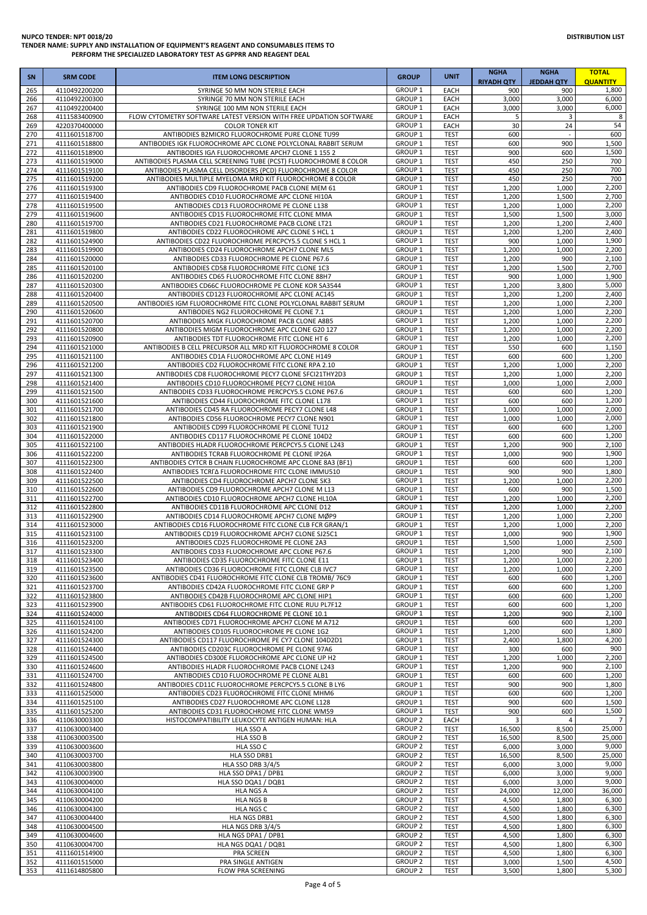**NUPCO TENDER: NPT 0018/20**

**TENDER NAME: SUPPLY AND INSTALLATION OF EQUIPMENT'S REAGENT AND CONSUMABLES ITEMS TO PERFORM THE SPECIALIZED LABORATORY TEST AS GPPRR AND REAGENT DEAL**

**DISTRIBUTION LIST**

| SN | SRM CODE | ITEM LONG DESCRIPTION | GROUP | UNIT | NGHA RIYADH QTY | NGHA JEDDAH QTY | TOTAL QUANTITY |
|---|---|---|---|---|---|---|---|
| 265 | 4110492200200 | SYRINGE 50 MM NON STERILE EACH | GROUP 1 | EACH | 900 | 900 | 1,800 |
| 266 | 4110492200300 | SYRINGE 70 MM NON STERILE EACH | GROUP 1 | EACH | 3,000 | 3,000 | 6,000 |
| 267 | 4110492200400 | SYRINGE 100 MM NON STERILE EACH | GROUP 1 | EACH | 3,000 | 3,000 | 6,000 |
| 268 | 4111583400900 | FLOW CYTOMETRY SOFTWARE LATEST VERSION WITH FREE UPDATION SOFTWARE | GROUP 1 | EACH | 5 | 3 | 8 |
| 269 | 4220370400000 | COLOR TONER KIT | GROUP 1 | EACH | 30 | 24 | 54 |
| 270 | 4111601518700 | ANTIBODIES B2MICRO FLUOROCHROME PURE CLONE TU99 | GROUP 1 | TEST | 600 | - | 600 |
| 271 | 4111601518800 | ANTIBODIES IGK FLUOROCHROME APC CLONE POLYCLONAL RABBIT SERUM | GROUP 1 | TEST | 600 | 900 | 1,500 |
| 272 | 4111601518900 | ANTIBODIES IGA FLUOROCHROME APCH7 CLONE 1 155 2 | GROUP 1 | TEST | 900 | 600 | 1,500 |
| 273 | 4111601519000 | ANTIBODIES PLASMA CELL SCREENING TUBE (PCST) FLUOROCHROME 8 COLOR | GROUP 1 | TEST | 450 | 250 | 700 |
| 274 | 4111601519100 | ANTIBODIES PLASMA CELL DISORDERS (PCD) FLUOROCHROME 8 COLOR | GROUP 1 | TEST | 450 | 250 | 700 |
| 275 | 4111601519200 | ANTIBODIES MULTIPLE MYELOMA MRD KIT FLUOROCHROME 8 COLOR | GROUP 1 | TEST | 450 | 250 | 700 |
| 276 | 4111601519300 | ANTIBODIES CD9 FLUOROCHROME PACB CLONE MEM 61 | GROUP 1 | TEST | 1,200 | 1,000 | 2,200 |
| 277 | 4111601519400 | ANTIBODIES CD10 FLUOROCHROME APC CLONE HI10A | GROUP 1 | TEST | 1,200 | 1,500 | 2,700 |
| 278 | 4111601519500 | ANTIBODIES CD13 FLUOROCHROME PE CLONE L138 | GROUP 1 | TEST | 1,200 | 1,000 | 2,200 |
| 279 | 4111601519600 | ANTIBODIES CD15 FLUOROCHROME FITC CLONE MMA | GROUP 1 | TEST | 1,500 | 1,500 | 3,000 |
| 280 | 4111601519700 | ANTIBODIES CD21 FLUOROCHROME PACB CLONE LT21 | GROUP 1 | TEST | 1,200 | 1,200 | 2,400 |
| 281 | 4111601519800 | ANTIBODIES CD22 FLUOROCHROME APC CLONE S HCL 1 | GROUP 1 | TEST | 1,200 | 1,200 | 2,400 |
| 282 | 4111601524900 | ANTIBODIES CD22 FLUOROCHROME PERCPCY5.5 CLONE S HCL 1 | GROUP 1 | TEST | 900 | 1,000 | 1,900 |
| 283 | 4111601519900 | ANTIBODIES CD24 FLUOROCHROME APCH7 CLONE ML5 | GROUP 1 | TEST | 1,200 | 1,000 | 2,200 |
| 284 | 4111601520000 | ANTIBODIES CD33 FLUOROCHROME PE CLONE P67.6 | GROUP 1 | TEST | 1,200 | 900 | 2,100 |
| 285 | 4111601520100 | ANTIBODIES CD58 FLUOROCHROME FITC CLONE 1C3 | GROUP 1 | TEST | 1,200 | 1,500 | 2,700 |
| 286 | 4111601520200 | ANTIBODIES CD65 FLUOROCHROME FITC CLONE 88H7 | GROUP 1 | TEST | 900 | 1,000 | 1,900 |
| 287 | 4111601520300 | ANTIBODIES CD66C FLUOROCHROME PE CLONE KOR SA3544 | GROUP 1 | TEST | 1,200 | 3,800 | 5,000 |
| 288 | 4111601520400 | ANTIBODIES CD123 FLUOROCHROME APC CLONE AC145 | GROUP 1 | TEST | 1,200 | 1,200 | 2,400 |
| 289 | 4111601520500 | ANTIBODIES IGM FLUOROCHROME FITC CLONE POLYCLONAL RABBIT SERUM | GROUP 1 | TEST | 1,200 | 1,000 | 2,200 |
| 290 | 4111601520600 | ANTIBODIES NG2 FLUOROCHROME PE CLONE 7.1 | GROUP 1 | TEST | 1,200 | 1,000 | 2,200 |
| 291 | 4111601520700 | ANTIBODIES MIGK FLUOROCHROME PACB CLONE A8B5 | GROUP 1 | TEST | 1,200 | 1,000 | 2,200 |
| 292 | 4111601520800 | ANTIBODIES MIGM FLUOROCHROME APC CLONE G20 127 | GROUP 1 | TEST | 1,200 | 1,000 | 2,200 |
| 293 | 4111601520900 | ANTIBODIES TDT FLUOROCHROME FITC CLONE HT 6 | GROUP 1 | TEST | 1,200 | 1,000 | 2,200 |
| 294 | 4111601521000 | ANTIBODIES B CELL PRECURSOR ALL MRD KIT FLUOROCHROME 8 COLOR | GROUP 1 | TEST | 550 | 600 | 1,150 |
| 295 | 4111601521100 | ANTIBODIES CD1A FLUOROCHROME APC CLONE H149 | GROUP 1 | TEST | 600 | 600 | 1,200 |
| 296 | 4111601521200 | ANTIBODIES CD2 FLUOROCHROME FITC CLONE RPA 2.10 | GROUP 1 | TEST | 1,200 | 1,000 | 2,200 |
| 297 | 4111601521300 | ANTIBODIES CD8 FLUOROCHROME PECY7 CLONE SFCI21THY2D3 | GROUP 1 | TEST | 1,200 | 1,000 | 2,200 |
| 298 | 4111601521400 | ANTIBODIES CD10 FLUOROCHROME PECY7 CLONE HI10A | GROUP 1 | TEST | 1,000 | 1,000 | 2,000 |
| 299 | 4111601521500 | ANTIBODIES CD33 FLUOROCHROME PERCPCY5.5 CLONE P67.6 | GROUP 1 | TEST | 600 | 600 | 1,200 |
| 300 | 4111601521600 | ANTIBODIES CD44 FLUOROCHROME FITC CLONE L178 | GROUP 1 | TEST | 600 | 600 | 1,200 |
| 301 | 4111601521700 | ANTIBODIES CD45 RA FLUOROCHROME PECY7 CLONE L48 | GROUP 1 | TEST | 1,000 | 1,000 | 2,000 |
| 302 | 4111601521800 | ANTIBODIES CD56 FLUOROCHROME PECY7 CLONE N901 | GROUP 1 | TEST | 1,000 | 1,000 | 2,000 |
| 303 | 4111601521900 | ANTIBODIES CD99 FLUOROCHROME PE CLONE TU12 | GROUP 1 | TEST | 600 | 600 | 1,200 |
| 304 | 4111601522000 | ANTIBODIES CD117 FLUOROCHROME PE CLONE 104D2 | GROUP 1 | TEST | 600 | 600 | 1,200 |
| 305 | 4111601522100 | ANTIBODIES HLADR FLUOROCHROME PERCPCY5.5 CLONE L243 | GROUP 1 | TEST | 1,200 | 900 | 2,100 |
| 306 | 4111601522200 | ANTIBODIES TCRAB FLUOROCHROME PE CLONE IP26A | GROUP 1 | TEST | 1,000 | 900 | 1,900 |
| 307 | 4111601522300 | ANTIBODIES CYTCR B CHAIN FLUOROCHROME APC CLONE 8A3 (BF1) | GROUP 1 | TEST | 600 | 600 | 1,200 |
| 308 | 4111601522400 | ANTIBODIES TCRΓΔ FLUOROCHROME FITC CLONE IMMU510 | GROUP 1 | TEST | 900 | 900 | 1,800 |
| 309 | 4111601522500 | ANTIBODIES CD4 FLUOROCHROME APCH7 CLONE SK3 | GROUP 1 | TEST | 1,200 | 1,000 | 2,200 |
| 310 | 4111601522600 | ANTIBODIES CD9 FLUOROCHROME APCH7 CLONE M L13 | GROUP 1 | TEST | 600 | 900 | 1,500 |
| 311 | 4111601522700 | ANTIBODIES CD10 FLUOROCHROME APCH7 CLONE HL10A | GROUP 1 | TEST | 1,200 | 1,000 | 2,200 |
| 312 | 4111601522800 | ANTIBODIES CD11B FLUOROCHROME APC CLONE D12 | GROUP 1 | TEST | 1,200 | 1,000 | 2,200 |
| 313 | 4111601522900 | ANTIBODIES CD14 FLUOROCHROME APCH7 CLONE MØP9 | GROUP 1 | TEST | 1,200 | 1,000 | 2,200 |
| 314 | 4111601523000 | ANTIBODIES CD16 FLUOROCHROME FITC CLONE CLB FCR GRAN/1 | GROUP 1 | TEST | 1,200 | 1,000 | 2,200 |
| 315 | 4111601523100 | ANTIBODIES CD19 FLUOROCHROME APCH7 CLONE SJ25C1 | GROUP 1 | TEST | 1,000 | 900 | 1,900 |
| 316 | 4111601523200 | ANTIBODIES CD25 FLUOROCHROME PE CLONE 2A3 | GROUP 1 | TEST | 1,500 | 1,000 | 2,500 |
| 317 | 4111601523300 | ANTIBODIES CD33 FLUOROCHROME APC CLONE P67.6 | GROUP 1 | TEST | 1,200 | 900 | 2,100 |
| 318 | 4111601523400 | ANTIBODIES CD35 FLUOROCHROME FITC CLONE E11 | GROUP 1 | TEST | 1,200 | 1,000 | 2,200 |
| 319 | 4111601523500 | ANTIBODIES CD36 FLUOROCHROME FITC CLONE CLB IVC7 | GROUP 1 | TEST | 1,200 | 1,000 | 2,200 |
| 320 | 4111601523600 | ANTIBODIES CD41 FLUOROCHROME FITC CLONE CLB TROMB/ 76C9 | GROUP 1 | TEST | 600 | 600 | 1,200 |
| 321 | 4111601523700 | ANTIBODIES CD42A FLUOROCHROME FITC CLONE GRP P | GROUP 1 | TEST | 600 | 600 | 1,200 |
| 322 | 4111601523800 | ANTIBODIES CD42B FLUOROCHROME APC CLONE HIP1 | GROUP 1 | TEST | 600 | 600 | 1,200 |
| 323 | 4111601523900 | ANTIBODIES CD61 FLUOROCHROME FITC CLONE RUU PL7F12 | GROUP 1 | TEST | 600 | 600 | 1,200 |
| 324 | 4111601524000 | ANTIBODIES CD64 FLUOROCHROME PE CLONE 10.1 | GROUP 1 | TEST | 1,200 | 900 | 2,100 |
| 325 | 4111601524100 | ANTIBODIES CD71 FLUOROCHROME APCH7 CLONE M A712 | GROUP 1 | TEST | 600 | 600 | 1,200 |
| 326 | 4111601524200 | ANTIBODIES CD105 FLUOROCHROME PE CLONE 1G2 | GROUP 1 | TEST | 1,200 | 600 | 1,800 |
| 327 | 4111601524300 | ANTIBODIES CD117 FLUOROCHROME PE CY7 CLONE 104D2D1 | GROUP 1 | TEST | 2,400 | 1,800 | 4,200 |
| 328 | 4111601524400 | ANTIBODIES CD203C FLUOROCHROME PE CLONE 97A6 | GROUP 1 | TEST | 300 | 600 | 900 |
| 329 | 4111601524500 | ANTIBODIES CD300E FLUOROCHROME APC CLONE UP H2 | GROUP 1 | TEST | 1,200 | 1,000 | 2,200 |
| 330 | 4111601524600 | ANTIBODIES HLADR FLUOROCHROME PACB CLONE L243 | GROUP 1 | TEST | 1,200 | 900 | 2,100 |
| 331 | 4111601524700 | ANTIBODIES CD10 FLUOROCHROME PE CLONE ALB1 | GROUP 1 | TEST | 600 | 600 | 1,200 |
| 332 | 4111601524800 | ANTIBODIES CD11C FLUOROCHROME PERCPCY5.5 CLONE B LY6 | GROUP 1 | TEST | 900 | 900 | 1,800 |
| 333 | 4111601525000 | ANTIBODIES CD23 FLUOROCHROME FITC CLONE MHM6 | GROUP 1 | TEST | 600 | 600 | 1,200 |
| 334 | 4111601525100 | ANTIBODIES CD27 FLUOROCHROME APC CLONE L128 | GROUP 1 | TEST | 900 | 600 | 1,500 |
| 335 | 4111601525200 | ANTIBODIES CD31 FLUOROCHROME FITC CLONE WM59 | GROUP 1 | TEST | 900 | 600 | 1,500 |
| 336 | 4110630003300 | HISTOCOMPATIBILITY LEUKOCYTE ANTIGEN HUMAN: HLA | GROUP 2 | EACH | 3 | 4 | 7 |
| 337 | 4110630003400 | HLA SSO A | GROUP 2 | TEST | 16,500 | 8,500 | 25,000 |
| 338 | 4110630003500 | HLA SSO B | GROUP 2 | TEST | 16,500 | 8,500 | 25,000 |
| 339 | 4110630003600 | HLA SSO C | GROUP 2 | TEST | 6,000 | 3,000 | 9,000 |
| 340 | 4110630003700 | HLA SSO DRB1 | GROUP 2 | TEST | 16,500 | 8,500 | 25,000 |
| 341 | 4110630003800 | HLA SSO DRB 3/4/5 | GROUP 2 | TEST | 6,000 | 3,000 | 9,000 |
| 342 | 4110630003900 | HLA SSO DPA1 / DPB1 | GROUP 2 | TEST | 6,000 | 3,000 | 9,000 |
| 343 | 4110630004000 | HLA SSO DQA1 / DQB1 | GROUP 2 | TEST | 6,000 | 3,000 | 9,000 |
| 344 | 4110630004100 | HLA NGS A | GROUP 2 | TEST | 24,000 | 12,000 | 36,000 |
| 345 | 4110630004200 | HLA NGS B | GROUP 2 | TEST | 4,500 | 1,800 | 6,300 |
| 346 | 4110630004300 | HLA NGS C | GROUP 2 | TEST | 4,500 | 1,800 | 6,300 |
| 347 | 4110630004400 | HLA NGS DRB1 | GROUP 2 | TEST | 4,500 | 1,800 | 6,300 |
| 348 | 4110630004500 | HLA NGS DRB 3/4/5 | GROUP 2 | TEST | 4,500 | 1,800 | 6,300 |
| 349 | 4110630004600 | HLA NGS DPA1 / DPB1 | GROUP 2 | TEST | 4,500 | 1,800 | 6,300 |
| 350 | 4110630004700 | HLA NGS DQA1 / DQB1 | GROUP 2 | TEST | 4,500 | 1,800 | 6,300 |
| 351 | 4111601514900 | PRA SCREEN | GROUP 2 | TEST | 4,500 | 1,800 | 6,300 |
| 352 | 4111601515000 | PRA SINGLE ANTIGEN | GROUP 2 | TEST | 3,000 | 1,500 | 4,500 |
| 353 | 4111614805800 | FLOW PRA SCREENING | GROUP 2 | TEST | 3,500 | 1,800 | 5,300 |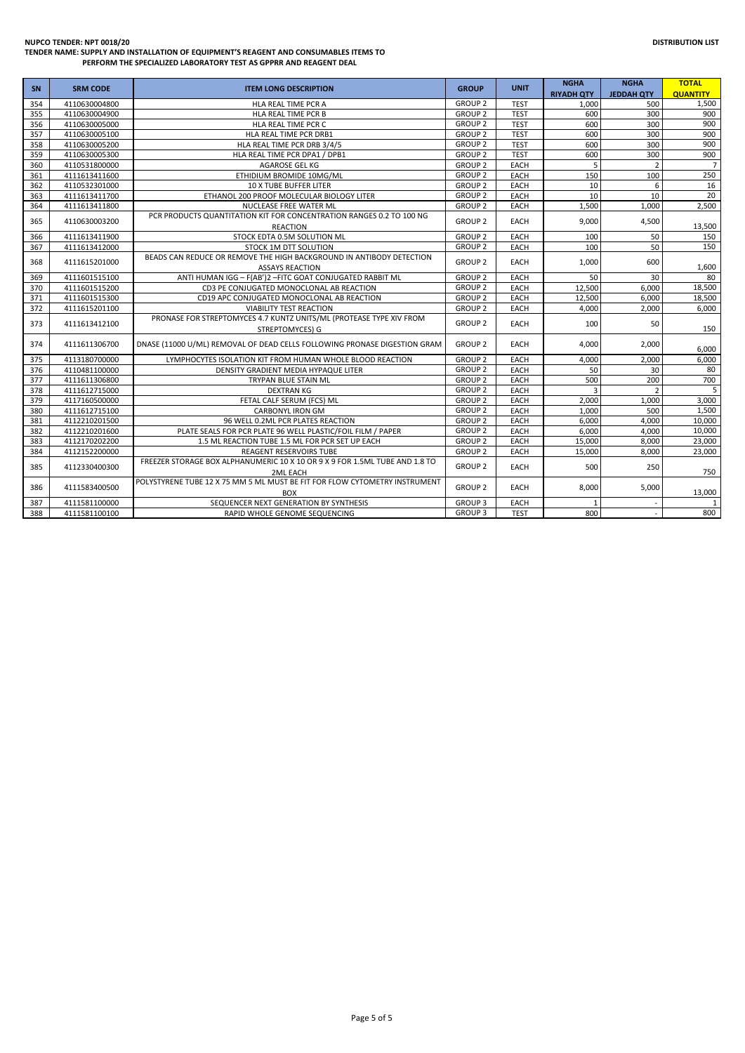**NUPCO TENDER: NPT 0018/20**

**TENDER NAME: SUPPLY AND INSTALLATION OF EQUIPMENT'S REAGENT AND CONSUMABLES ITEMS TO PERFORM THE SPECIALIZED LABORATORY TEST AS GPPRR AND REAGENT DEAL**

**DISTRIBUTION LIST**

| SN | SRM CODE | ITEM LONG DESCRIPTION | GROUP | UNIT | NGHA RIYADH QTY | NGHA JEDDAH QTY | TOTAL QUANTITY |
|---|---|---|---|---|---|---|---|
| 354 | 4110630004800 | HLA REAL TIME PCR A | GROUP 2 | TEST | 1,000 | 500 | 1,500 |
| 355 | 4110630004900 | HLA REAL TIME PCR B | GROUP 2 | TEST | 600 | 300 | 900 |
| 356 | 4110630005000 | HLA REAL TIME PCR C | GROUP 2 | TEST | 600 | 300 | 900 |
| 357 | 4110630005100 | HLA REAL TIME PCR DRB1 | GROUP 2 | TEST | 600 | 300 | 900 |
| 358 | 4110630005200 | HLA REAL TIME PCR DRB 3/4/5 | GROUP 2 | TEST | 600 | 300 | 900 |
| 359 | 4110630005300 | HLA REAL TIME PCR DPA1 / DPB1 | GROUP 2 | TEST | 600 | 300 | 900 |
| 360 | 4110531800000 | AGAROSE GEL KG | GROUP 2 | EACH | 5 | 2 | 7 |
| 361 | 4111613411600 | ETHIDIUM BROMIDE 10MG/ML | GROUP 2 | EACH | 150 | 100 | 250 |
| 362 | 4110532301000 | 10 X TUBE BUFFER LITER | GROUP 2 | EACH | 10 | 6 | 16 |
| 363 | 4111613411700 | ETHANOL 200 PROOF MOLECULAR BIOLOGY LITER | GROUP 2 | EACH | 10 | 10 | 20 |
| 364 | 4111613411800 | NUCLEASE FREE WATER ML | GROUP 2 | EACH | 1,500 | 1,000 | 2,500 |
| 365 | 4110630003200 | PCR PRODUCTS QUANTITATION KIT FOR CONCENTRATION RANGES 0.2 TO 100 NG REACTION | GROUP 2 | EACH | 9,000 | 4,500 | 13,500 |
| 366 | 4111613411900 | STOCK EDTA 0.5M SOLUTION ML | GROUP 2 | EACH | 100 | 50 | 150 |
| 367 | 4111613412000 | STOCK 1M DTT SOLUTION | GROUP 2 | EACH | 100 | 50 | 150 |
| 368 | 4111615201000 | BEADS CAN REDUCE OR REMOVE THE HIGH BACKGROUND IN ANTIBODY DETECTION ASSAYS REACTION | GROUP 2 | EACH | 1,000 | 600 | 1,600 |
| 369 | 4111601515100 | ANTI HUMAN IGG – F(AB')2 –FITC GOAT CONJUGATED RABBIT ML | GROUP 2 | EACH | 50 | 30 | 80 |
| 370 | 4111601515200 | CD3 PE CONJUGATED MONOCLONAL AB REACTION | GROUP 2 | EACH | 12,500 | 6,000 | 18,500 |
| 371 | 4111601515300 | CD19 APC CONJUGATED MONOCLONAL AB REACTION | GROUP 2 | EACH | 12,500 | 6,000 | 18,500 |
| 372 | 4111615201100 | VIABILITY TEST REACTION | GROUP 2 | EACH | 4,000 | 2,000 | 6,000 |
| 373 | 4111613412100 | PRONASE FOR STREPTOMYCES 4.7 KUNTZ UNITS/ML (PROTEASE TYPE XIV FROM STREPTOMYCES) G | GROUP 2 | EACH | 100 | 50 | 150 |
| 374 | 4111611306700 | DNASE (11000 U/ML) REMOVAL OF DEAD CELLS FOLLOWING PRONASE DIGESTION GRAM | GROUP 2 | EACH | 4,000 | 2,000 | 6,000 |
| 375 | 4113180700000 | LYMPHOCYTES ISOLATION KIT FROM HUMAN WHOLE BLOOD REACTION | GROUP 2 | EACH | 4,000 | 2,000 | 6,000 |
| 376 | 4110481100000 | DENSITY GRADIENT MEDIA HYPAQUE LITER | GROUP 2 | EACH | 50 | 30 | 80 |
| 377 | 4111611306800 | TRYPAN BLUE STAIN ML | GROUP 2 | EACH | 500 | 200 | 700 |
| 378 | 4111612715000 | DEXTRAN KG | GROUP 2 | EACH | 3 | 2 | 5 |
| 379 | 4117160500000 | FETAL CALF SERUM (FCS) ML | GROUP 2 | EACH | 2,000 | 1,000 | 3,000 |
| 380 | 4111612715100 | CARBONYL IRON GM | GROUP 2 | EACH | 1,000 | 500 | 1,500 |
| 381 | 4112210201500 | 96 WELL 0.2ML PCR PLATES REACTION | GROUP 2 | EACH | 6,000 | 4,000 | 10,000 |
| 382 | 4112210201600 | PLATE SEALS FOR PCR PLATE 96 WELL PLASTIC/FOIL FILM / PAPER | GROUP 2 | EACH | 6,000 | 4,000 | 10,000 |
| 383 | 4112170202200 | 1.5 ML REACTION TUBE 1.5 ML FOR PCR SET UP EACH | GROUP 2 | EACH | 15,000 | 8,000 | 23,000 |
| 384 | 4112152200000 | REAGENT RESERVOIRS TUBE | GROUP 2 | EACH | 15,000 | 8,000 | 23,000 |
| 385 | 4112330400300 | FREEZER STORAGE BOX ALPHANUMERIC 10 X 10 OR 9 X 9 FOR 1.5ML TUBE AND 1.8 TO 2ML EACH | GROUP 2 | EACH | 500 | 250 | 750 |
| 386 | 4111583400500 | POLYSTYRENE TUBE 12 X 75 MM 5 ML MUST BE FIT FOR FLOW CYTOMETRY INSTRUMENT BOX | GROUP 2 | EACH | 8,000 | 5,000 | 13,000 |
| 387 | 4111581100000 | SEQUENCER NEXT GENERATION BY SYNTHESIS | GROUP 3 | EACH | 1 | - | 1 |
| 388 | 4111581100100 | RAPID WHOLE GENOME SEQUENCING | GROUP 3 | TEST | 800 | - | 800 |